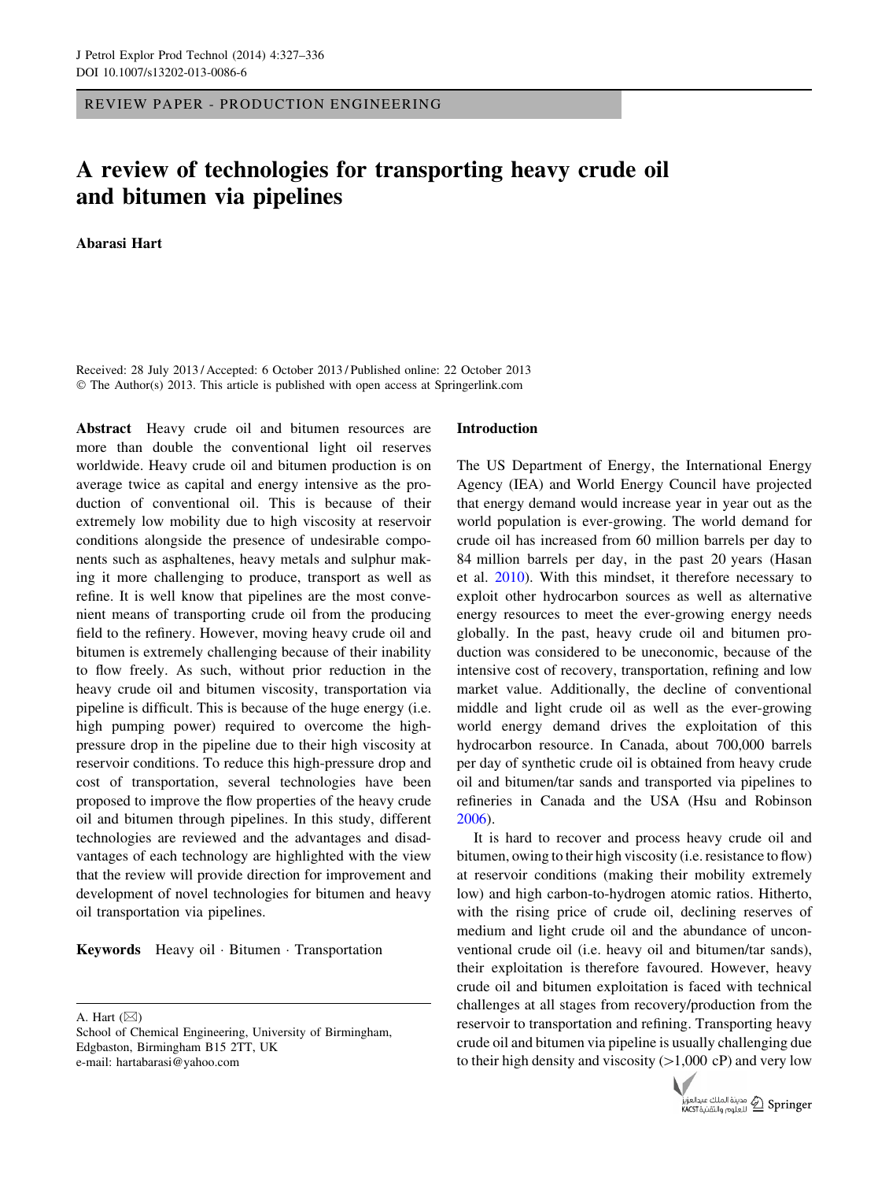REVIEW PAPER - PRODUCTION ENGINEERING

# A review of technologies for transporting heavy crude oil and bitumen via pipelines

**Abarasi Hart**

Received: 28 July 2013 / Accepted: 6 October 2013 / Published online: 22 October 2013
© The Author(s) 2013. This article is published with open access at Springerlink.com

**Abstract** Heavy crude oil and bitumen resources are more than double the conventional light oil reserves worldwide. Heavy crude oil and bitumen production is on average twice as capital and energy intensive as the production of conventional oil. This is because of their extremely low mobility due to high viscosity at reservoir conditions alongside the presence of undesirable components such as asphaltenes, heavy metals and sulphur making it more challenging to produce, transport as well as refine. It is well know that pipelines are the most convenient means of transporting crude oil from the producing field to the refinery. However, moving heavy crude oil and bitumen is extremely challenging because of their inability to flow freely. As such, without prior reduction in the heavy crude oil and bitumen viscosity, transportation via pipeline is difficult. This is because of the huge energy (i.e. high pumping power) required to overcome the high-pressure drop in the pipeline due to their high viscosity at reservoir conditions. To reduce this high-pressure drop and cost of transportation, several technologies have been proposed to improve the flow properties of the heavy crude oil and bitumen through pipelines. In this study, different technologies are reviewed and the advantages and disadvantages of each technology are highlighted with the view that the review will provide direction for improvement and development of novel technologies for bitumen and heavy oil transportation via pipelines.

**Keywords** Heavy oil · Bitumen · Transportation

A. Hart (✉)
School of Chemical Engineering, University of Birmingham, Edgbaston, Birmingham B15 2TT, UK
e-mail: hartabarasi@yahoo.com

## Introduction

The US Department of Energy, the International Energy Agency (IEA) and World Energy Council have projected that energy demand would increase year in year out as the world population is ever-growing. The world demand for crude oil has increased from 60 million barrels per day to 84 million barrels per day, in the past 20 years (Hasan et al. 2010). With this mindset, it therefore necessary to exploit other hydrocarbon sources as well as alternative energy resources to meet the ever-growing energy needs globally. In the past, heavy crude oil and bitumen production was considered to be uneconomic, because of the intensive cost of recovery, transportation, refining and low market value. Additionally, the decline of conventional middle and light crude oil as well as the ever-growing world energy demand drives the exploitation of this hydrocarbon resource. In Canada, about 700,000 barrels per day of synthetic crude oil is obtained from heavy crude oil and bitumen/tar sands and transported via pipelines to refineries in Canada and the USA (Hsu and Robinson 2006).

It is hard to recover and process heavy crude oil and bitumen, owing to their high viscosity (i.e. resistance to flow) at reservoir conditions (making their mobility extremely low) and high carbon-to-hydrogen atomic ratios. Hitherto, with the rising price of crude oil, declining reserves of medium and light crude oil and the abundance of unconventional crude oil (i.e. heavy oil and bitumen/tar sands), their exploitation is therefore favoured. However, heavy crude oil and bitumen exploitation is faced with technical challenges at all stages from recovery/production from the reservoir to transportation and refining. Transporting heavy crude oil and bitumen via pipeline is usually challenging due to their high density and viscosity (>1,000 cP) and very low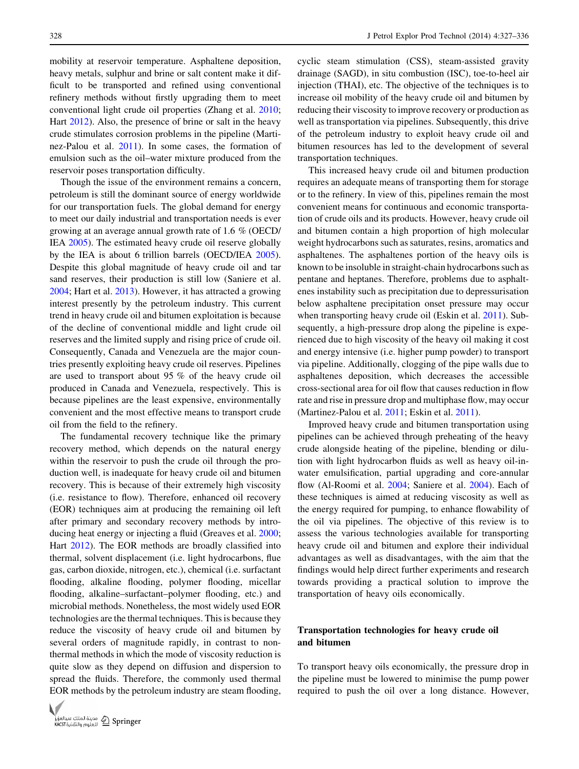mobility at reservoir temperature. Asphaltene deposition, heavy metals, sulphur and brine or salt content make it difficult to be transported and refined using conventional refinery methods without firstly upgrading them to meet conventional light crude oil properties (Zhang et al. 2010; Hart 2012). Also, the presence of brine or salt in the heavy crude stimulates corrosion problems in the pipeline (Martinez-Palou et al. 2011). In some cases, the formation of emulsion such as the oil–water mixture produced from the reservoir poses transportation difficulty.

Though the issue of the environment remains a concern, petroleum is still the dominant source of energy worldwide for our transportation fuels. The global demand for energy to meet our daily industrial and transportation needs is ever growing at an average annual growth rate of 1.6 % (OECD/IEA 2005). The estimated heavy crude oil reserve globally by the IEA is about 6 trillion barrels (OECD/IEA 2005). Despite this global magnitude of heavy crude oil and tar sand reserves, their production is still low (Saniere et al. 2004; Hart et al. 2013). However, it has attracted a growing interest presently by the petroleum industry. This current trend in heavy crude oil and bitumen exploitation is because of the decline of conventional middle and light crude oil reserves and the limited supply and rising price of crude oil. Consequently, Canada and Venezuela are the major countries presently exploiting heavy crude oil reserves. Pipelines are used to transport about 95 % of the heavy crude oil produced in Canada and Venezuela, respectively. This is because pipelines are the least expensive, environmentally convenient and the most effective means to transport crude oil from the field to the refinery.

The fundamental recovery technique like the primary recovery method, which depends on the natural energy within the reservoir to push the crude oil through the production well, is inadequate for heavy crude oil and bitumen recovery. This is because of their extremely high viscosity (i.e. resistance to flow). Therefore, enhanced oil recovery (EOR) techniques aim at producing the remaining oil left after primary and secondary recovery methods by introducing heat energy or injecting a fluid (Greaves et al. 2000; Hart 2012). The EOR methods are broadly classified into thermal, solvent displacement (i.e. light hydrocarbons, flue gas, carbon dioxide, nitrogen, etc.), chemical (i.e. surfactant flooding, alkaline flooding, polymer flooding, micellar flooding, alkaline–surfactant–polymer flooding, etc.) and microbial methods. Nonetheless, the most widely used EOR technologies are the thermal techniques. This is because they reduce the viscosity of heavy crude oil and bitumen by several orders of magnitude rapidly, in contrast to non-thermal methods in which the mode of viscosity reduction is quite slow as they depend on diffusion and dispersion to spread the fluids. Therefore, the commonly used thermal EOR methods by the petroleum industry are steam flooding, cyclic steam stimulation (CSS), steam-assisted gravity drainage (SAGD), in situ combustion (ISC), toe-to-heel air injection (THAI), etc. The objective of the techniques is to increase oil mobility of the heavy crude oil and bitumen by reducing their viscosity to improve recovery or production as well as transportation via pipelines. Subsequently, this drive of the petroleum industry to exploit heavy crude oil and bitumen resources has led to the development of several transportation techniques.

This increased heavy crude oil and bitumen production requires an adequate means of transporting them for storage or to the refinery. In view of this, pipelines remain the most convenient means for continuous and economic transportation of crude oils and its products. However, heavy crude oil and bitumen contain a high proportion of high molecular weight hydrocarbons such as saturates, resins, aromatics and asphaltenes. The asphaltenes portion of the heavy oils is known to be insoluble in straight-chain hydrocarbons such as pentane and heptanes. Therefore, problems due to asphaltenes instability such as precipitation due to depressurisation below asphaltene precipitation onset pressure may occur when transporting heavy crude oil (Eskin et al. 2011). Subsequently, a high-pressure drop along the pipeline is experienced due to high viscosity of the heavy oil making it cost and energy intensive (i.e. higher pump powder) to transport via pipeline. Additionally, clogging of the pipe walls due to asphaltenes deposition, which decreases the accessible cross-sectional area for oil flow that causes reduction in flow rate and rise in pressure drop and multiphase flow, may occur (Martinez-Palou et al. 2011; Eskin et al. 2011).

Improved heavy crude and bitumen transportation using pipelines can be achieved through preheating of the heavy crude alongside heating of the pipeline, blending or dilution with light hydrocarbon fluids as well as heavy oil-in-water emulsification, partial upgrading and core-annular flow (Al-Roomi et al. 2004; Saniere et al. 2004). Each of these techniques is aimed at reducing viscosity as well as the energy required for pumping, to enhance flowability of the oil via pipelines. The objective of this review is to assess the various technologies available for transporting heavy crude oil and bitumen and explore their individual advantages as well as disadvantages, with the aim that the findings would help direct further experiments and research towards providing a practical solution to improve the transportation of heavy oils economically.

## Transportation technologies for heavy crude oil and bitumen

To transport heavy oils economically, the pressure drop in the pipeline must be lowered to minimise the pump power required to push the oil over a long distance. However,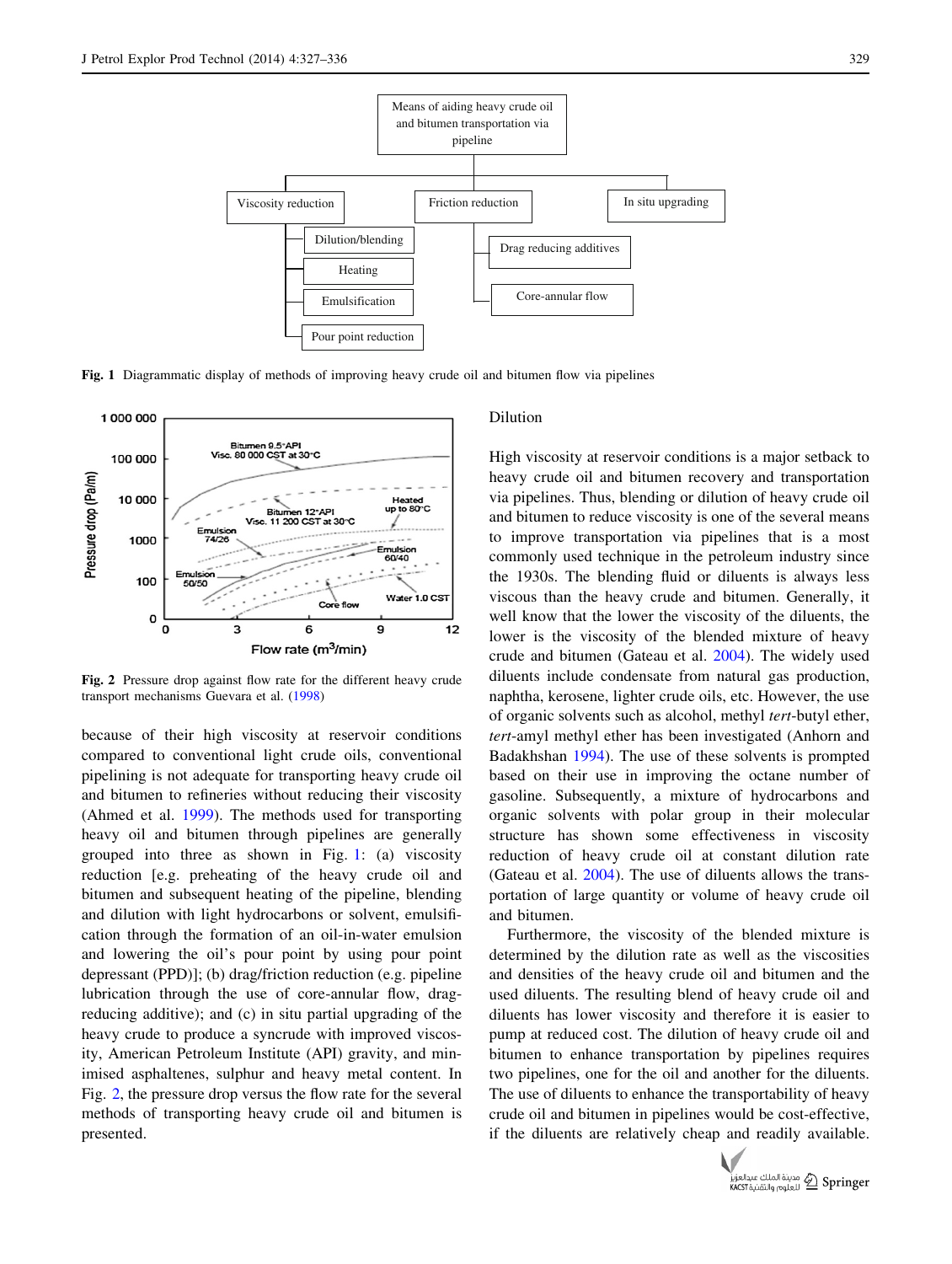Fig. 1 Diagrammatic display of methods of improving heavy crude oil and bitumen flow via pipelines

Fig. 2 Pressure drop against flow rate for the different heavy crude transport mechanisms Guevara et al. (1998)

because of their high viscosity at reservoir conditions compared to conventional light crude oils, conventional pipelining is not adequate for transporting heavy crude oil and bitumen to refineries without reducing their viscosity (Ahmed et al. 1999). The methods used for transporting heavy oil and bitumen through pipelines are generally grouped into three as shown in Fig. 1: (a) viscosity reduction [e.g. preheating of the heavy crude oil and bitumen and subsequent heating of the pipeline, blending and dilution with light hydrocarbons or solvent, emulsification through the formation of an oil-in-water emulsion and lowering the oil's pour point by using pour point depressant (PPD)]; (b) drag/friction reduction (e.g. pipeline lubrication through the use of core-annular flow, drag-reducing additive); and (c) in situ partial upgrading of the heavy crude to produce a syncrude with improved viscosity, American Petroleum Institute (API) gravity, and minimised asphaltenes, sulphur and heavy metal content. In Fig. 2, the pressure drop versus the flow rate for the several methods of transporting heavy crude oil and bitumen is presented.

## Dilution

High viscosity at reservoir conditions is a major setback to heavy crude oil and bitumen recovery and transportation via pipelines. Thus, blending or dilution of heavy crude oil and bitumen to reduce viscosity is one of the several means to improve transportation via pipelines that is a most commonly used technique in the petroleum industry since the 1930s. The blending fluid or diluents is always less viscous than the heavy crude and bitumen. Generally, it well know that the lower the viscosity of the diluents, the lower is the viscosity of the blended mixture of heavy crude and bitumen (Gateau et al. 2004). The widely used diluents include condensate from natural gas production, naphtha, kerosene, lighter crude oils, etc. However, the use of organic solvents such as alcohol, methyl *tert*-butyl ether, *tert*-amyl methyl ether has been investigated (Anhorn and Badakhshan 1994). The use of these solvents is prompted based on their use in improving the octane number of gasoline. Subsequently, a mixture of hydrocarbons and organic solvents with polar group in their molecular structure has shown some effectiveness in viscosity reduction of heavy crude oil at constant dilution rate (Gateau et al. 2004). The use of diluents allows the transportation of large quantity or volume of heavy crude oil and bitumen.

Furthermore, the viscosity of the blended mixture is determined by the dilution rate as well as the viscosities and densities of the heavy crude oil and bitumen and the used diluents. The resulting blend of heavy crude oil and diluents has lower viscosity and therefore it is easier to pump at reduced cost. The dilution of heavy crude oil and bitumen to enhance transportation by pipelines requires two pipelines, one for the oil and another for the diluents. The use of diluents to enhance the transportability of heavy crude oil and bitumen in pipelines would be cost-effective, if the diluents are relatively cheap and readily available.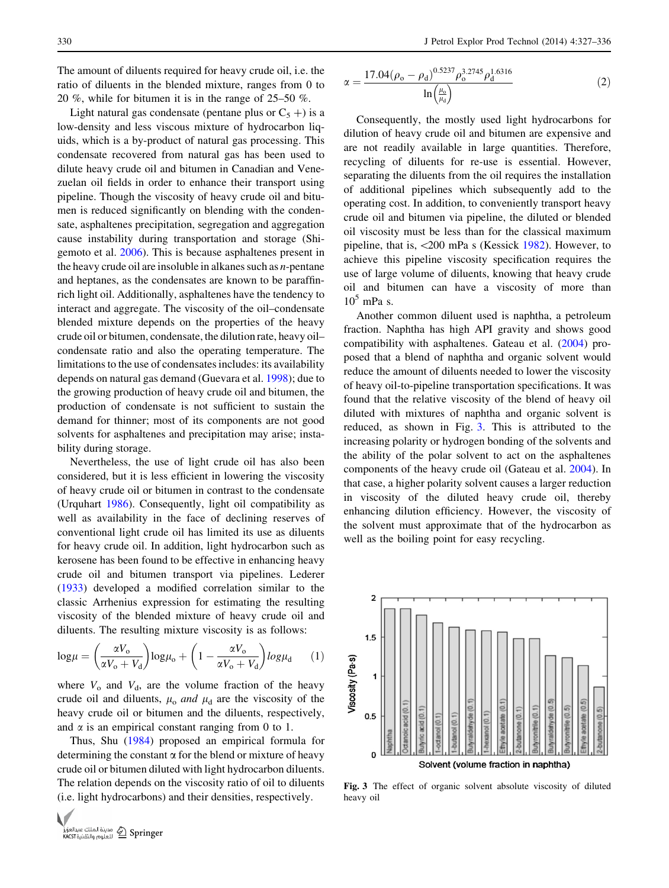The amount of diluents required for heavy crude oil, i.e. the ratio of diluents in the blended mixture, ranges from 0 to 20 %, while for bitumen it is in the range of 25–50 %.

Light natural gas condensate (pentane plus or $C_5+$) is a low-density and less viscous mixture of hydrocarbon liquids, which is a by-product of natural gas processing. This condensate recovered from natural gas has been used to dilute heavy crude oil and bitumen in Canadian and Venezuelan oil fields in order to enhance their transport using pipeline. Though the viscosity of heavy crude oil and bitumen is reduced significantly on blending with the condensate, asphaltenes precipitation, segregation and aggregation cause instability during transportation and storage (Shigemoto et al. 2006). This is because asphaltenes present in the heavy crude oil are insoluble in alkanes such as *n*-pentane and heptanes, as the condensates are known to be paraffin-rich light oil. Additionally, asphaltenes have the tendency to interact and aggregate. The viscosity of the oil–condensate blended mixture depends on the properties of the heavy crude oil or bitumen, condensate, the dilution rate, heavy oil–condensate ratio and also the operating temperature. The limitations to the use of condensates includes: its availability depends on natural gas demand (Guevara et al. 1998); due to the growing production of heavy crude oil and bitumen, the production of condensate is not sufficient to sustain the demand for thinner; most of its components are not good solvents for asphaltenes and precipitation may arise; instability during storage.

Nevertheless, the use of light crude oil has also been considered, but it is less efficient in lowering the viscosity of heavy crude oil or bitumen in contrast to the condensate (Urquhart 1986). Consequently, light oil compatibility as well as availability in the face of declining reserves of conventional light crude oil has limited its use as diluents for heavy crude oil. In addition, light hydrocarbon such as kerosene has been found to be effective in enhancing heavy crude oil and bitumen transport via pipelines. Lederer (1933) developed a modified correlation similar to the classic Arrhenius expression for estimating the resulting viscosity of the blended mixture of heavy crude oil and diluents. The resulting mixture viscosity is as follows:

$$\log\mu = \left(\frac{\alpha V_o}{\alpha V_o + V_d}\right)\log\mu_o + \left(1 - \frac{\alpha V_o}{\alpha V_o + V_d}\right)log\mu_d \quad (1)$$

where $V_o$ and $V_d$, are the volume fraction of the heavy crude oil and diluents, $\mu_o$ *and* $\mu_d$ are the viscosity of the heavy crude oil or bitumen and the diluents, respectively, and $\alpha$ is an empirical constant ranging from 0 to 1.

Thus, Shu (1984) proposed an empirical formula for determining the constant α for the blend or mixture of heavy crude oil or bitumen diluted with light hydrocarbon diluents. The relation depends on the viscosity ratio of oil to diluents (i.e. light hydrocarbons) and their densities, respectively.

$$\alpha = \frac{17.04(\rho_o - \rho_d)^{0.5237}\rho_o^{3.2745}\rho_d^{1.6316}}{\ln\left(\frac{\mu_o}{\mu_d}\right)} \quad (2)$$

Consequently, the mostly used light hydrocarbons for dilution of heavy crude oil and bitumen are expensive and are not readily available in large quantities. Therefore, recycling of diluents for re-use is essential. However, separating the diluents from the oil requires the installation of additional pipelines which subsequently add to the operating cost. In addition, to conveniently transport heavy crude oil and bitumen via pipeline, the diluted or blended oil viscosity must be less than for the classical maximum pipeline, that is, <200 mPa s (Kessick 1982). However, to achieve this pipeline viscosity specification requires the use of large volume of diluents, knowing that heavy crude oil and bitumen can have a viscosity of more than $10^5$ mPa s.

Another common diluent used is naphtha, a petroleum fraction. Naphtha has high API gravity and shows good compatibility with asphaltenes. Gateau et al. (2004) proposed that a blend of naphtha and organic solvent would reduce the amount of diluents needed to lower the viscosity of heavy oil-to-pipeline transportation specifications. It was found that the relative viscosity of the blend of heavy oil diluted with mixtures of naphtha and organic solvent is reduced, as shown in Fig. 3. This is attributed to the increasing polarity or hydrogen bonding of the solvents and the ability of the polar solvent to act on the asphaltenes components of the heavy crude oil (Gateau et al. 2004). In that case, a higher polarity solvent causes a larger reduction in viscosity of the diluted heavy crude oil, thereby enhancing dilution efficiency. However, the viscosity of the solvent must approximate that of the hydrocarbon as well as the boiling point for easy recycling.

**Fig. 3** The effect of organic solvent absolute viscosity of diluted heavy oil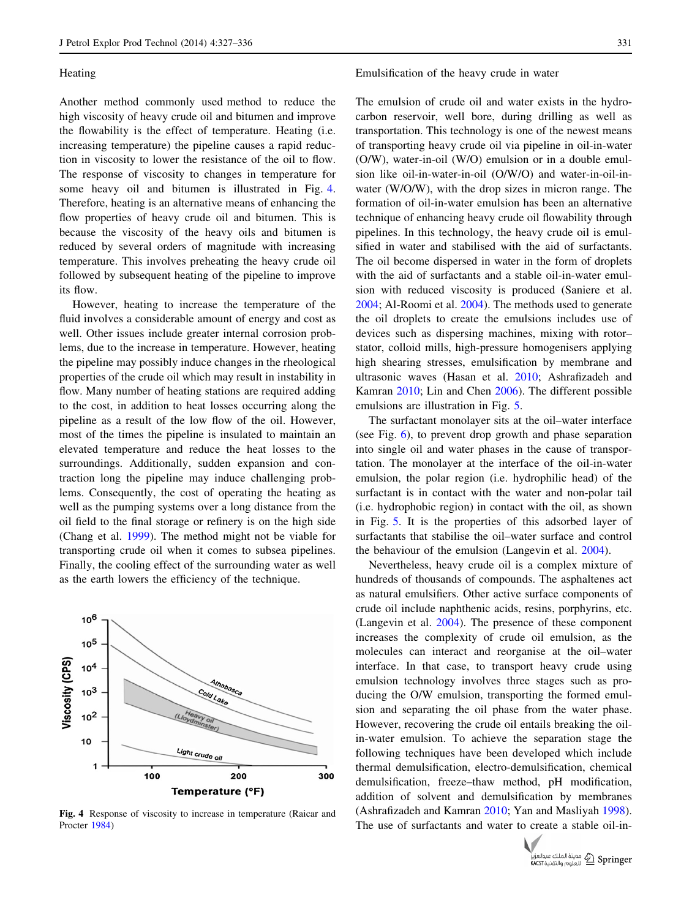## Heating

Another method commonly used method to reduce the high viscosity of heavy crude oil and bitumen and improve the flowability is the effect of temperature. Heating (i.e. increasing temperature) the pipeline causes a rapid reduction in viscosity to lower the resistance of the oil to flow. The response of viscosity to changes in temperature for some heavy oil and bitumen is illustrated in Fig. 4. Therefore, heating is an alternative means of enhancing the flow properties of heavy crude oil and bitumen. This is because the viscosity of the heavy oils and bitumen is reduced by several orders of magnitude with increasing temperature. This involves preheating the heavy crude oil followed by subsequent heating of the pipeline to improve its flow.

However, heating to increase the temperature of the fluid involves a considerable amount of energy and cost as well. Other issues include greater internal corrosion problems, due to the increase in temperature. However, heating the pipeline may possibly induce changes in the rheological properties of the crude oil which may result in instability in flow. Many number of heating stations are required adding to the cost, in addition to heat losses occurring along the pipeline as a result of the low flow of the oil. However, most of the times the pipeline is insulated to maintain an elevated temperature and reduce the heat losses to the surroundings. Additionally, sudden expansion and contraction long the pipeline may induce challenging problems. Consequently, the cost of operating the heating as well as the pumping systems over a long distance from the oil field to the final storage or refinery is on the high side (Chang et al. 1999). The method might not be viable for transporting crude oil when it comes to subsea pipelines. Finally, the cooling effect of the surrounding water as well as the earth lowers the efficiency of the technique.

Viscosity (CPS)
$10^6$
$10^5$
$10^4$
$10^3$
$10^2$
10
1
100
200
300
Temperature (°F)
Athabasca
Cold Lake
Heavy oil (Lloydminster)
Light crude oil

**Fig. 4** Response of viscosity to increase in temperature (Raicar and Procter 1984)

## Emulsification of the heavy crude in water

The emulsion of crude oil and water exists in the hydrocarbon reservoir, well bore, during drilling as well as transportation. This technology is one of the newest means of transporting heavy crude oil via pipeline in oil-in-water (O/W), water-in-oil (W/O) emulsion or in a double emulsion like oil-in-water-in-oil (O/W/O) and water-in-oil-in-water (W/O/W), with the drop sizes in micron range. The formation of oil-in-water emulsion has been an alternative technique of enhancing heavy crude oil flowability through pipelines. In this technology, the heavy crude oil is emulsified in water and stabilised with the aid of surfactants. The oil become dispersed in water in the form of droplets with the aid of surfactants and a stable oil-in-water emulsion with reduced viscosity is produced (Saniere et al. 2004; Al-Roomi et al. 2004). The methods used to generate the oil droplets to create the emulsions includes use of devices such as dispersing machines, mixing with rotor–stator, colloid mills, high-pressure homogenisers applying high shearing stresses, emulsification by membrane and ultrasonic waves (Hasan et al. 2010; Ashrafizadeh and Kamran 2010; Lin and Chen 2006). The different possible emulsions are illustration in Fig. 5.

The surfactant monolayer sits at the oil–water interface (see Fig. 6), to prevent drop growth and phase separation into single oil and water phases in the cause of transportation. The monolayer at the interface of the oil-in-water emulsion, the polar region (i.e. hydrophilic head) of the surfactant is in contact with the water and non-polar tail (i.e. hydrophobic region) in contact with the oil, as shown in Fig. 5. It is the properties of this adsorbed layer of surfactants that stabilise the oil–water surface and control the behaviour of the emulsion (Langevin et al. 2004).

Nevertheless, heavy crude oil is a complex mixture of hundreds of thousands of compounds. The asphaltenes act as natural emulsifiers. Other active surface components of crude oil include naphthenic acids, resins, porphyrins, etc. (Langevin et al. 2004). The presence of these component increases the complexity of crude oil emulsion, as the molecules can interact and reorganise at the oil–water interface. In that case, to transport heavy crude using emulsion technology involves three stages such as producing the O/W emulsion, transporting the formed emulsion and separating the oil phase from the water phase. However, recovering the crude oil entails breaking the oil-in-water emulsion. To achieve the separation stage the following techniques have been developed which include thermal demulsification, electro-demulsification, chemical demulsification, freeze–thaw method, pH modification, addition of solvent and demulsification by membranes (Ashrafizadeh and Kamran 2010; Yan and Masliyah 1998). The use of surfactants and water to create a stable oil-in-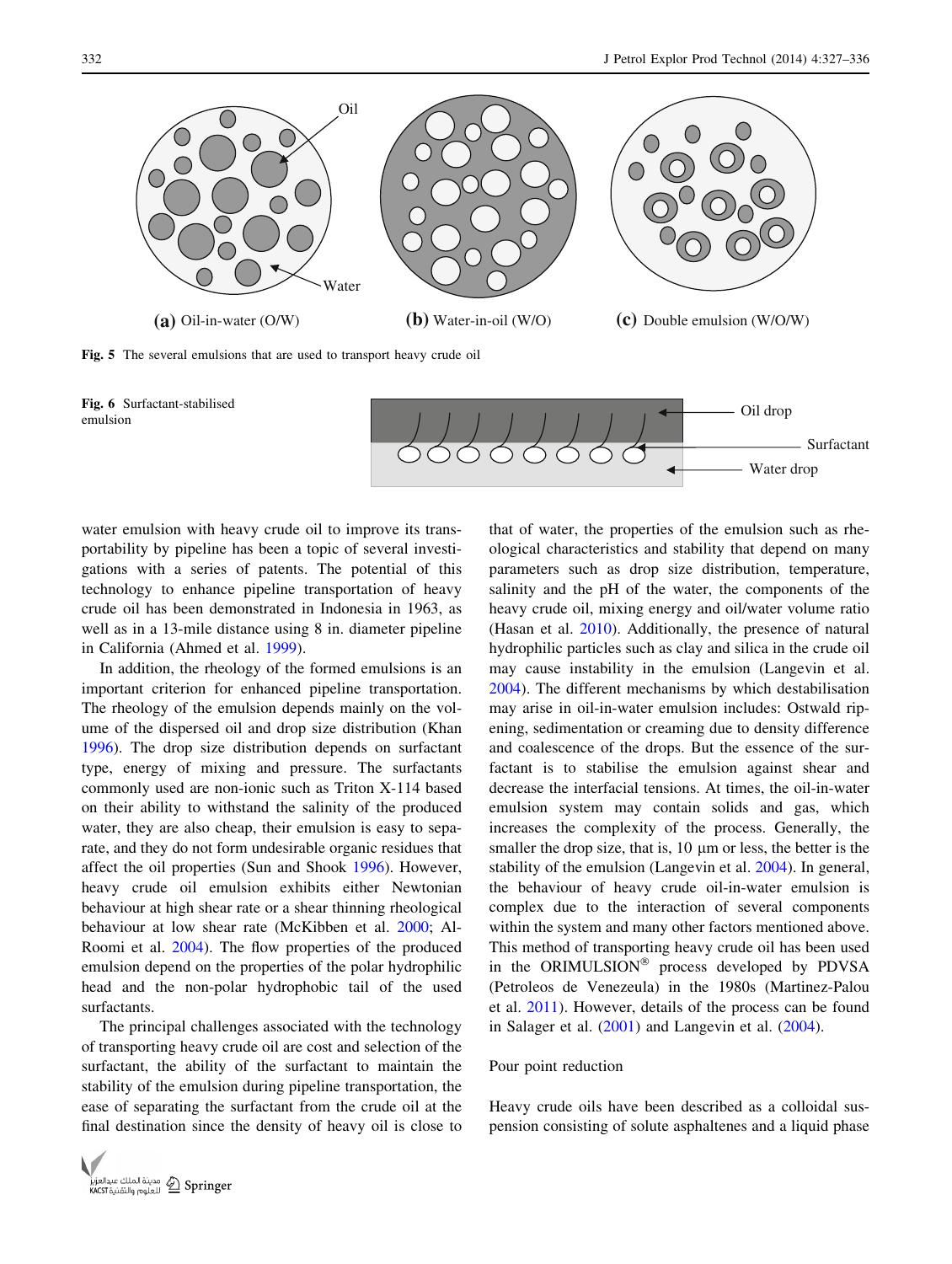Fig. 5 The several emulsions that are used to transport heavy crude oil

Fig. 6 Surfactant-stabilised emulsion

water emulsion with heavy crude oil to improve its transportability by pipeline has been a topic of several investigations with a series of patents. The potential of this technology to enhance pipeline transportation of heavy crude oil has been demonstrated in Indonesia in 1963, as well as in a 13-mile distance using 8 in. diameter pipeline in California (Ahmed et al. 1999).

In addition, the rheology of the formed emulsions is an important criterion for enhanced pipeline transportation. The rheology of the emulsion depends mainly on the volume of the dispersed oil and drop size distribution (Khan 1996). The drop size distribution depends on surfactant type, energy of mixing and pressure. The surfactants commonly used are non-ionic such as Triton X-114 based on their ability to withstand the salinity of the produced water, they are also cheap, their emulsion is easy to separate, and they do not form undesirable organic residues that affect the oil properties (Sun and Shook 1996). However, heavy crude oil emulsion exhibits either Newtonian behaviour at high shear rate or a shear thinning rheological behaviour at low shear rate (McKibben et al. 2000; Al-Roomi et al. 2004). The flow properties of the produced emulsion depend on the properties of the polar hydrophilic head and the non-polar hydrophobic tail of the used surfactants.

The principal challenges associated with the technology of transporting heavy crude oil are cost and selection of the surfactant, the ability of the surfactant to maintain the stability of the emulsion during pipeline transportation, the ease of separating the surfactant from the crude oil at the final destination since the density of heavy oil is close to that of water, the properties of the emulsion such as rheological characteristics and stability that depend on many parameters such as drop size distribution, temperature, salinity and the pH of the water, the components of the heavy crude oil, mixing energy and oil/water volume ratio (Hasan et al. 2010). Additionally, the presence of natural hydrophilic particles such as clay and silica in the crude oil may cause instability in the emulsion (Langevin et al. 2004). The different mechanisms by which destabilisation may arise in oil-in-water emulsion includes: Ostwald ripening, sedimentation or creaming due to density difference and coalescence of the drops. But the essence of the surfactant is to stabilise the emulsion against shear and decrease the interfacial tensions. At times, the oil-in-water emulsion system may contain solids and gas, which increases the complexity of the process. Generally, the smaller the drop size, that is, 10 μm or less, the better is the stability of the emulsion (Langevin et al. 2004). In general, the behaviour of heavy crude oil-in-water emulsion is complex due to the interaction of several components within the system and many other factors mentioned above. This method of transporting heavy crude oil has been used in the ORIMULSION® process developed by PDVSA (Petroleos de Venezeula) in the 1980s (Martinez-Palou et al. 2011). However, details of the process can be found in Salager et al. (2001) and Langevin et al. (2004).

## Pour point reduction

Heavy crude oils have been described as a colloidal suspension consisting of solute asphaltenes and a liquid phase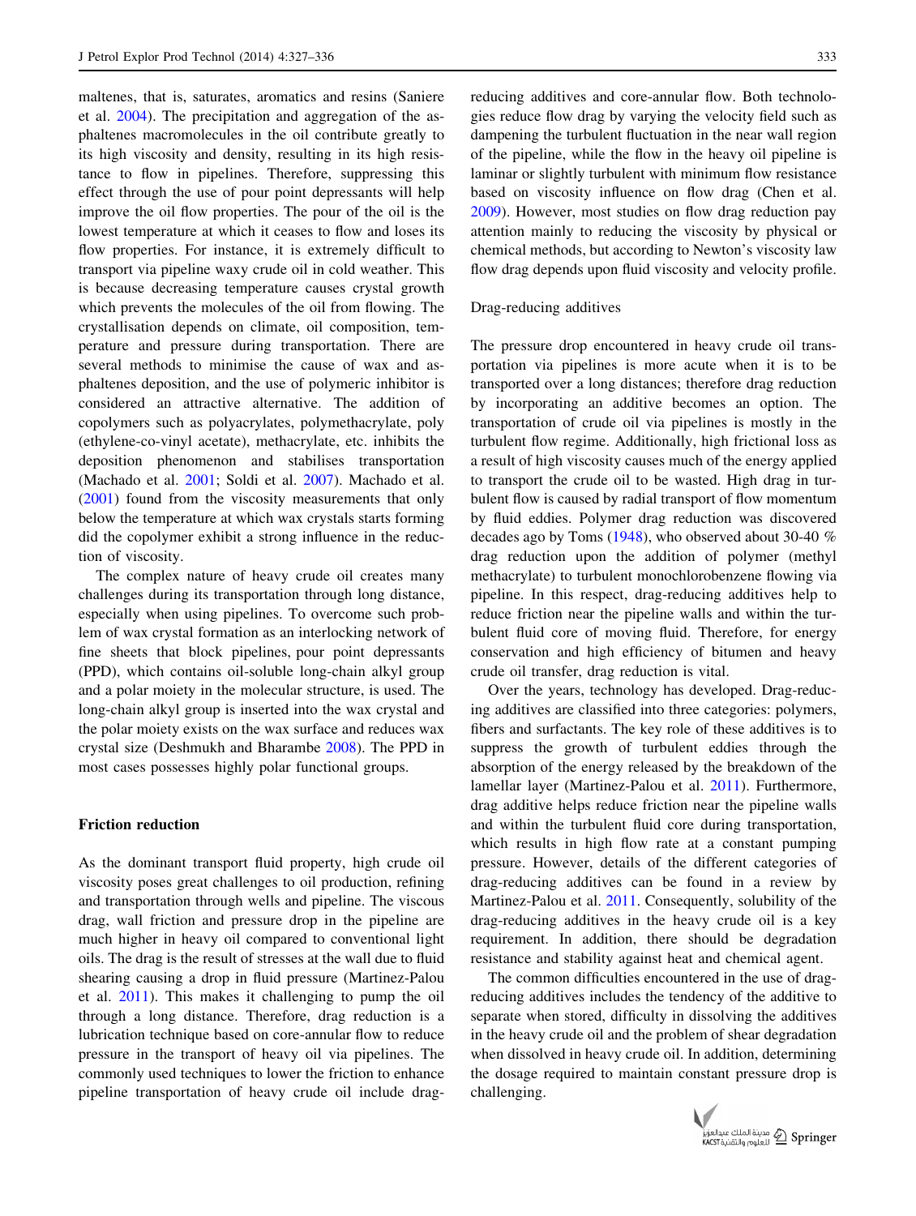maltenes, that is, saturates, aromatics and resins (Saniere et al. 2004). The precipitation and aggregation of the asphaltenes macromolecules in the oil contribute greatly to its high viscosity and density, resulting in its high resistance to flow in pipelines. Therefore, suppressing this effect through the use of pour point depressants will help improve the oil flow properties. The pour of the oil is the lowest temperature at which it ceases to flow and loses its flow properties. For instance, it is extremely difficult to transport via pipeline waxy crude oil in cold weather. This is because decreasing temperature causes crystal growth which prevents the molecules of the oil from flowing. The crystallisation depends on climate, oil composition, temperature and pressure during transportation. There are several methods to minimise the cause of wax and asphaltenes deposition, and the use of polymeric inhibitor is considered an attractive alternative. The addition of copolymers such as polyacrylates, polymethacrylate, poly (ethylene-co-vinyl acetate), methacrylate, etc. inhibits the deposition phenomenon and stabilises transportation (Machado et al. 2001; Soldi et al. 2007). Machado et al. (2001) found from the viscosity measurements that only below the temperature at which wax crystals starts forming did the copolymer exhibit a strong influence in the reduction of viscosity.

The complex nature of heavy crude oil creates many challenges during its transportation through long distance, especially when using pipelines. To overcome such problem of wax crystal formation as an interlocking network of fine sheets that block pipelines, pour point depressants (PPD), which contains oil-soluble long-chain alkyl group and a polar moiety in the molecular structure, is used. The long-chain alkyl group is inserted into the wax crystal and the polar moiety exists on the wax surface and reduces wax crystal size (Deshmukh and Bharambe 2008). The PPD in most cases possesses highly polar functional groups.

## Friction reduction

As the dominant transport fluid property, high crude oil viscosity poses great challenges to oil production, refining and transportation through wells and pipeline. The viscous drag, wall friction and pressure drop in the pipeline are much higher in heavy oil compared to conventional light oils. The drag is the result of stresses at the wall due to fluid shearing causing a drop in fluid pressure (Martinez-Palou et al. 2011). This makes it challenging to pump the oil through a long distance. Therefore, drag reduction is a lubrication technique based on core-annular flow to reduce pressure in the transport of heavy oil via pipelines. The commonly used techniques to lower the friction to enhance pipeline transportation of heavy crude oil include drag-reducing additives and core-annular flow. Both technologies reduce flow drag by varying the velocity field such as dampening the turbulent fluctuation in the near wall region of the pipeline, while the flow in the heavy oil pipeline is laminar or slightly turbulent with minimum flow resistance based on viscosity influence on flow drag (Chen et al. 2009). However, most studies on flow drag reduction pay attention mainly to reducing the viscosity by physical or chemical methods, but according to Newton's viscosity law flow drag depends upon fluid viscosity and velocity profile.

### Drag-reducing additives

The pressure drop encountered in heavy crude oil transportation via pipelines is more acute when it is to be transported over a long distances; therefore drag reduction by incorporating an additive becomes an option. The transportation of crude oil via pipelines is mostly in the turbulent flow regime. Additionally, high frictional loss as a result of high viscosity causes much of the energy applied to transport the crude oil to be wasted. High drag in turbulent flow is caused by radial transport of flow momentum by fluid eddies. Polymer drag reduction was discovered decades ago by Toms (1948), who observed about 30-40 % drag reduction upon the addition of polymer (methyl methacrylate) to turbulent monochlorobenzene flowing via pipeline. In this respect, drag-reducing additives help to reduce friction near the pipeline walls and within the turbulent fluid core of moving fluid. Therefore, for energy conservation and high efficiency of bitumen and heavy crude oil transfer, drag reduction is vital.

Over the years, technology has developed. Drag-reducing additives are classified into three categories: polymers, fibers and surfactants. The key role of these additives is to suppress the growth of turbulent eddies through the absorption of the energy released by the breakdown of the lamellar layer (Martinez-Palou et al. 2011). Furthermore, drag additive helps reduce friction near the pipeline walls and within the turbulent fluid core during transportation, which results in high flow rate at a constant pumping pressure. However, details of the different categories of drag-reducing additives can be found in a review by Martinez-Palou et al. 2011. Consequently, solubility of the drag-reducing additives in the heavy crude oil is a key requirement. In addition, there should be degradation resistance and stability against heat and chemical agent.

The common difficulties encountered in the use of drag-reducing additives includes the tendency of the additive to separate when stored, difficulty in dissolving the additives in the heavy crude oil and the problem of shear degradation when dissolved in heavy crude oil. In addition, determining the dosage required to maintain constant pressure drop is challenging.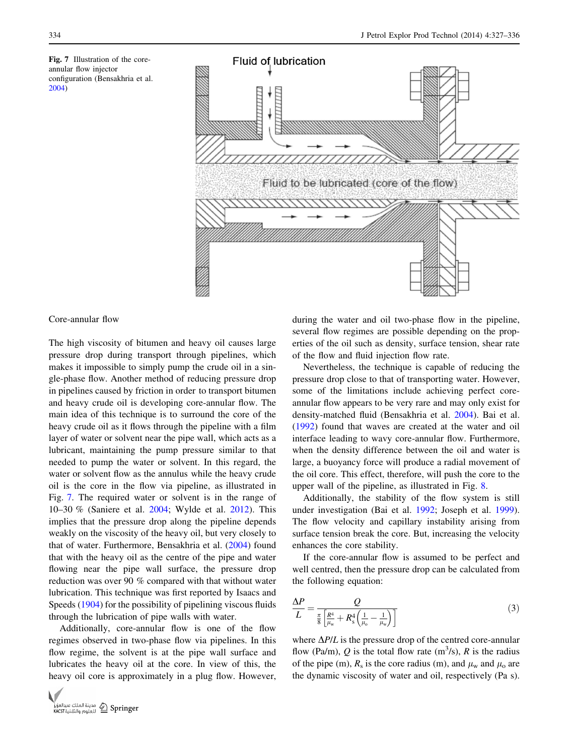Fig. 7 Illustration of the core-annular flow injector configuration (Bensakhria et al. 2004)

## Core-annular flow

The high viscosity of bitumen and heavy oil causes large pressure drop during transport through pipelines, which makes it impossible to simply pump the crude oil in a single-phase flow. Another method of reducing pressure drop in pipelines caused by friction in order to transport bitumen and heavy crude oil is developing core-annular flow. The main idea of this technique is to surround the core of the heavy crude oil as it flows through the pipeline with a film layer of water or solvent near the pipe wall, which acts as a lubricant, maintaining the pump pressure similar to that needed to pump the water or solvent. In this regard, the water or solvent flow as the annulus while the heavy crude oil is the core in the flow via pipeline, as illustrated in Fig. 7. The required water or solvent is in the range of 10–30 % (Saniere et al. 2004; Wylde et al. 2012). This implies that the pressure drop along the pipeline depends weakly on the viscosity of the heavy oil, but very closely to that of water. Furthermore, Bensakhria et al. (2004) found that with the heavy oil as the centre of the pipe and water flowing near the pipe wall surface, the pressure drop reduction was over 90 % compared with that without water lubrication. This technique was first reported by Isaacs and Speeds (1904) for the possibility of pipelining viscous fluids through the lubrication of pipe walls with water.

Additionally, core-annular flow is one of the flow regimes observed in two-phase flow via pipelines. In this flow regime, the solvent is at the pipe wall surface and lubricates the heavy oil at the core. In view of this, the heavy oil core is approximately in a plug flow. However, during the water and oil two-phase flow in the pipeline, several flow regimes are possible depending on the properties of the oil such as density, surface tension, shear rate of the flow and fluid injection flow rate.

Nevertheless, the technique is capable of reducing the pressure drop close to that of transporting water. However, some of the limitations include achieving perfect core-annular flow appears to be very rare and may only exist for density-matched fluid (Bensakhria et al. 2004). Bai et al. (1992) found that waves are created at the water and oil interface leading to wavy core-annular flow. Furthermore, when the density difference between the oil and water is large, a buoyancy force will produce a radial movement of the oil core. This effect, therefore, will push the core to the upper wall of the pipeline, as illustrated in Fig. 8.

Additionally, the stability of the flow system is still under investigation (Bai et al. 1992; Joseph et al. 1999). The flow velocity and capillary instability arising from surface tension break the core. But, increasing the velocity enhances the core stability.

If the core-annular flow is assumed to be perfect and well centred, then the pressure drop can be calculated from the following equation:

$$\frac{\Delta P}{L} = \frac{Q}{\frac{\pi}{8}\left[\frac{R^4}{\mu_w} + R_s^4\left(\frac{1}{\mu_o} - \frac{1}{\mu_w}\right)\right]} \quad (3)$$

where $\Delta P/L$ is the pressure drop of the centred core-annular flow (Pa/m), $Q$ is the total flow rate ($m^3/s$), $R$ is the radius of the pipe (m), $R_s$ is the core radius (m), and $\mu_w$ and $\mu_o$ are the dynamic viscosity of water and oil, respectively (Pa s).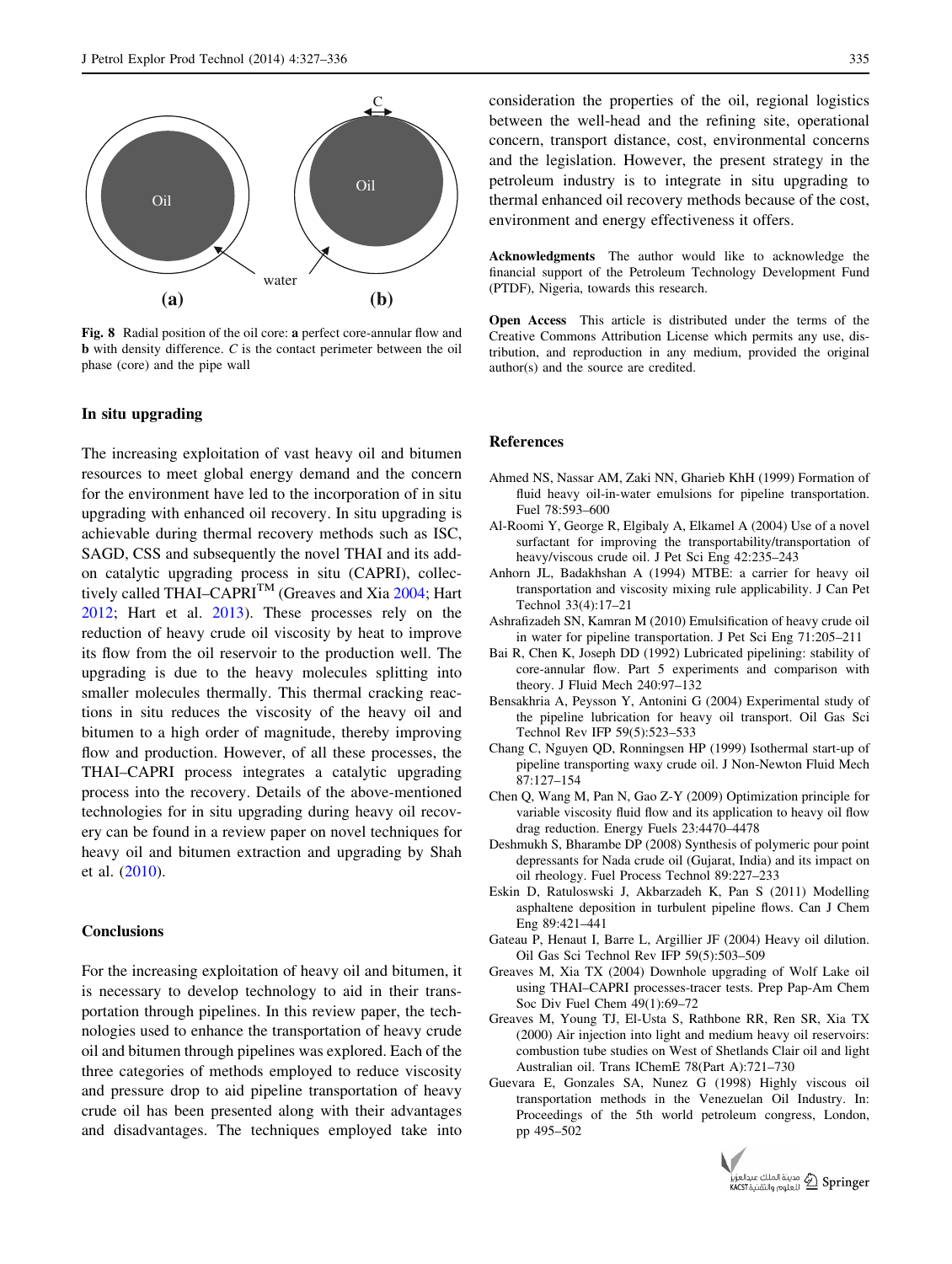Fig. 8 Radial position of the oil core: **a** perfect core-annular flow and **b** with density difference. *C* is the contact perimeter between the oil phase (core) and the pipe wall

## In situ upgrading

The increasing exploitation of vast heavy oil and bitumen resources to meet global energy demand and the concern for the environment have led to the incorporation of in situ upgrading with enhanced oil recovery. In situ upgrading is achievable during thermal recovery methods such as ISC, SAGD, CSS and subsequently the novel THAI and its add-on catalytic upgrading process in situ (CAPRI), collectively called THAI–CAPRI$^{TM}$ (Greaves and Xia 2004; Hart 2012; Hart et al. 2013). These processes rely on the reduction of heavy crude oil viscosity by heat to improve its flow from the oil reservoir to the production well. The upgrading is due to the heavy molecules splitting into smaller molecules thermally. This thermal cracking reactions in situ reduces the viscosity of the heavy oil and bitumen to a high order of magnitude, thereby improving flow and production. However, of all these processes, the THAI–CAPRI process integrates a catalytic upgrading process into the recovery. Details of the above-mentioned technologies for in situ upgrading during heavy oil recovery can be found in a review paper on novel techniques for heavy oil and bitumen extraction and upgrading by Shah et al. (2010).

## Conclusions

For the increasing exploitation of heavy oil and bitumen, it is necessary to develop technology to aid in their transportation through pipelines. In this review paper, the technologies used to enhance the transportation of heavy crude oil and bitumen through pipelines was explored. Each of the three categories of methods employed to reduce viscosity and pressure drop to aid pipeline transportation of heavy crude oil has been presented along with their advantages and disadvantages. The techniques employed take into consideration the properties of the oil, regional logistics between the well-head and the refining site, operational concern, transport distance, cost, environmental concerns and the legislation. However, the present strategy in the petroleum industry is to integrate in situ upgrading to thermal enhanced oil recovery methods because of the cost, environment and energy effectiveness it offers.

**Acknowledgments** The author would like to acknowledge the financial support of the Petroleum Technology Development Fund (PTDF), Nigeria, towards this research.

**Open Access** This article is distributed under the terms of the Creative Commons Attribution License which permits any use, distribution, and reproduction in any medium, provided the original author(s) and the source are credited.

## References

Ahmed NS, Nassar AM, Zaki NN, Gharieb KhH (1999) Formation of fluid heavy oil-in-water emulsions for pipeline transportation. Fuel 78:593–600

Al-Roomi Y, George R, Elgibaly A, Elkamel A (2004) Use of a novel surfactant for improving the transportability/transportation of heavy/viscous crude oil. J Pet Sci Eng 42:235–243

Anhorn JL, Badakhshan A (1994) MTBE: a carrier for heavy oil transportation and viscosity mixing rule applicability. J Can Pet Technol 33(4):17–21

Ashrafizadeh SN, Kamran M (2010) Emulsification of heavy crude oil in water for pipeline transportation. J Pet Sci Eng 71:205–211

Bai R, Chen K, Joseph DD (1992) Lubricated pipelining: stability of core-annular flow. Part 5 experiments and comparison with theory. J Fluid Mech 240:97–132

Bensakhria A, Peysson Y, Antonini G (2004) Experimental study of the pipeline lubrication for heavy oil transport. Oil Gas Sci Technol Rev IFP 59(5):523–533

Chang C, Nguyen QD, Ronningsen HP (1999) Isothermal start-up of pipeline transporting waxy crude oil. J Non-Newton Fluid Mech 87:127–154

Chen Q, Wang M, Pan N, Gao Z-Y (2009) Optimization principle for variable viscosity fluid flow and its application to heavy oil flow drag reduction. Energy Fuels 23:4470–4478

Deshmukh S, Bharambe DP (2008) Synthesis of polymeric pour point depressants for Nada crude oil (Gujarat, India) and its impact on oil rheology. Fuel Process Technol 89:227–233

Eskin D, Ratuloswski J, Akbarzadeh K, Pan S (2011) Modelling asphaltene deposition in turbulent pipeline flows. Can J Chem Eng 89:421–441

Gateau P, Henaut I, Barre L, Argillier JF (2004) Heavy oil dilution. Oil Gas Sci Technol Rev IFP 59(5):503–509

Greaves M, Xia TX (2004) Downhole upgrading of Wolf Lake oil using THAI–CAPRI processes-tracer tests. Prep Pap-Am Chem Soc Div Fuel Chem 49(1):69–72

Greaves M, Young TJ, El-Usta S, Rathbone RR, Ren SR, Xia TX (2000) Air injection into light and medium heavy oil reservoirs: combustion tube studies on West of Shetlands Clair oil and light Australian oil. Trans IChemE 78(Part A):721–730

Guevara E, Gonzales SA, Nunez G (1998) Highly viscous oil transportation methods in the Venezuelan Oil Industry. In: Proceedings of the 5th world petroleum congress, London, pp 495–502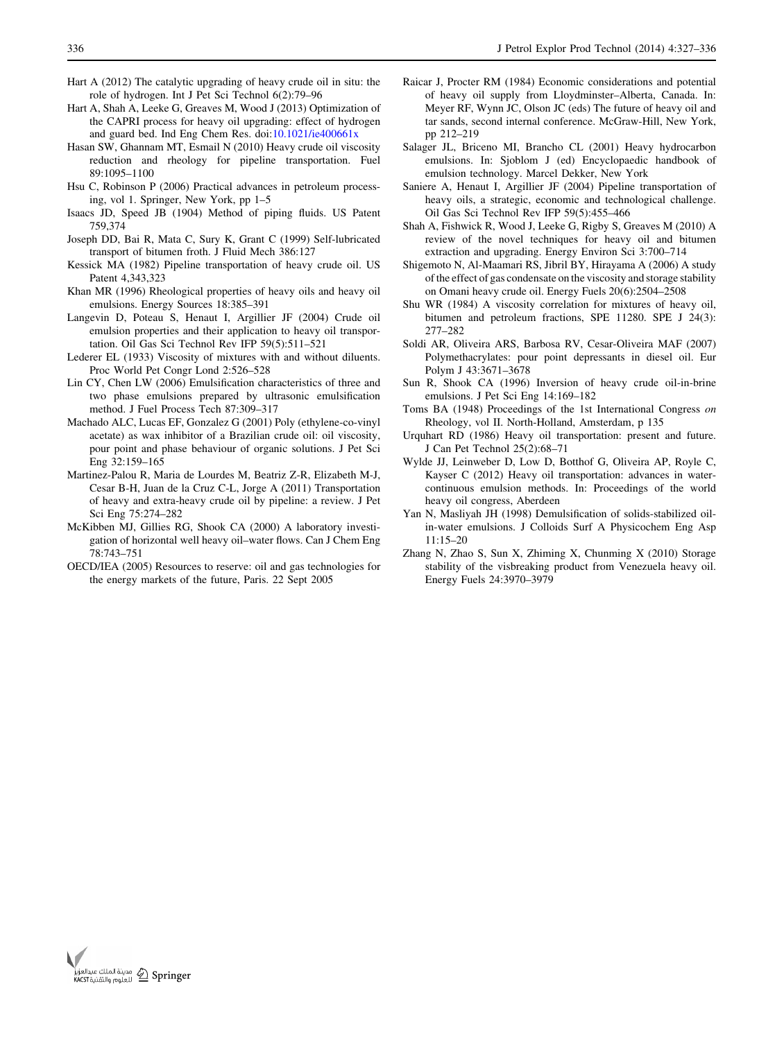Hart A (2012) The catalytic upgrading of heavy crude oil in situ: the role of hydrogen. Int J Pet Sci Technol 6(2):79–96

Hart A, Shah A, Leeke G, Greaves M, Wood J (2013) Optimization of the CAPRI process for heavy oil upgrading: effect of hydrogen and guard bed. Ind Eng Chem Res. doi:10.1021/ie400661x

Hasan SW, Ghannam MT, Esmail N (2010) Heavy crude oil viscosity reduction and rheology for pipeline transportation. Fuel 89:1095–1100

Hsu C, Robinson P (2006) Practical advances in petroleum processing, vol 1. Springer, New York, pp 1–5

Isaacs JD, Speed JB (1904) Method of piping fluids. US Patent 759,374

Joseph DD, Bai R, Mata C, Sury K, Grant C (1999) Self-lubricated transport of bitumen froth. J Fluid Mech 386:127

Kessick MA (1982) Pipeline transportation of heavy crude oil. US Patent 4,343,323

Khan MR (1996) Rheological properties of heavy oils and heavy oil emulsions. Energy Sources 18:385–391

Langevin D, Poteau S, Henaut I, Argillier JF (2004) Crude oil emulsion properties and their application to heavy oil transportation. Oil Gas Sci Technol Rev IFP 59(5):511–521

Lederer EL (1933) Viscosity of mixtures with and without diluents. Proc World Pet Congr Lond 2:526–528

Lin CY, Chen LW (2006) Emulsification characteristics of three and two phase emulsions prepared by ultrasonic emulsification method. J Fuel Process Tech 87:309–317

Machado ALC, Lucas EF, Gonzalez G (2001) Poly (ethylene-co-vinyl acetate) as wax inhibitor of a Brazilian crude oil: oil viscosity, pour point and phase behaviour of organic solutions. J Pet Sci Eng 32:159–165

Martinez-Palou R, Maria de Lourdes M, Beatriz Z-R, Elizabeth M-J, Cesar B-H, Juan de la Cruz C-L, Jorge A (2011) Transportation of heavy and extra-heavy crude oil by pipeline: a review. J Pet Sci Eng 75:274–282

McKibben MJ, Gillies RG, Shook CA (2000) A laboratory investigation of horizontal well heavy oil–water flows. Can J Chem Eng 78:743–751

OECD/IEA (2005) Resources to reserve: oil and gas technologies for the energy markets of the future, Paris. 22 Sept 2005

Raicar J, Procter RM (1984) Economic considerations and potential of heavy oil supply from Lloydminster–Alberta, Canada. In: Meyer RF, Wynn JC, Olson JC (eds) The future of heavy oil and tar sands, second internal conference. McGraw-Hill, New York, pp 212–219

Salager JL, Briceno MI, Brancho CL (2001) Heavy hydrocarbon emulsions. In: Sjoblom J (ed) Encyclopaedic handbook of emulsion technology. Marcel Dekker, New York

Saniere A, Henaut I, Argillier JF (2004) Pipeline transportation of heavy oils, a strategic, economic and technological challenge. Oil Gas Sci Technol Rev IFP 59(5):455–466

Shah A, Fishwick R, Wood J, Leeke G, Rigby S, Greaves M (2010) A review of the novel techniques for heavy oil and bitumen extraction and upgrading. Energy Environ Sci 3:700–714

Shigemoto N, Al-Maamari RS, Jibril BY, Hirayama A (2006) A study of the effect of gas condensate on the viscosity and storage stability on Omani heavy crude oil. Energy Fuels 20(6):2504–2508

Shu WR (1984) A viscosity correlation for mixtures of heavy oil, bitumen and petroleum fractions, SPE 11280. SPE J 24(3): 277–282

Soldi AR, Oliveira ARS, Barbosa RV, Cesar-Oliveira MAF (2007) Polymethacrylates: pour point depressants in diesel oil. Eur Polym J 43:3671–3678

Sun R, Shook CA (1996) Inversion of heavy crude oil-in-brine emulsions. J Pet Sci Eng 14:169–182

Toms BA (1948) Proceedings of the 1st International Congress *on* Rheology, vol II. North-Holland, Amsterdam, p 135

Urquhart RD (1986) Heavy oil transportation: present and future. J Can Pet Technol 25(2):68–71

Wylde JJ, Leinweber D, Low D, Botthof G, Oliveira AP, Royle C, Kayser C (2012) Heavy oil transportation: advances in water-continuous emulsion methods. In: Proceedings of the world heavy oil congress, Aberdeen

Yan N, Masliyah JH (1998) Demulsification of solids-stabilized oil-in-water emulsions. J Colloids Surf A Physicochem Eng Asp 11:15–20

Zhang N, Zhao S, Sun X, Zhiming X, Chunming X (2010) Storage stability of the visbreaking product from Venezuela heavy oil. Energy Fuels 24:3970–3979